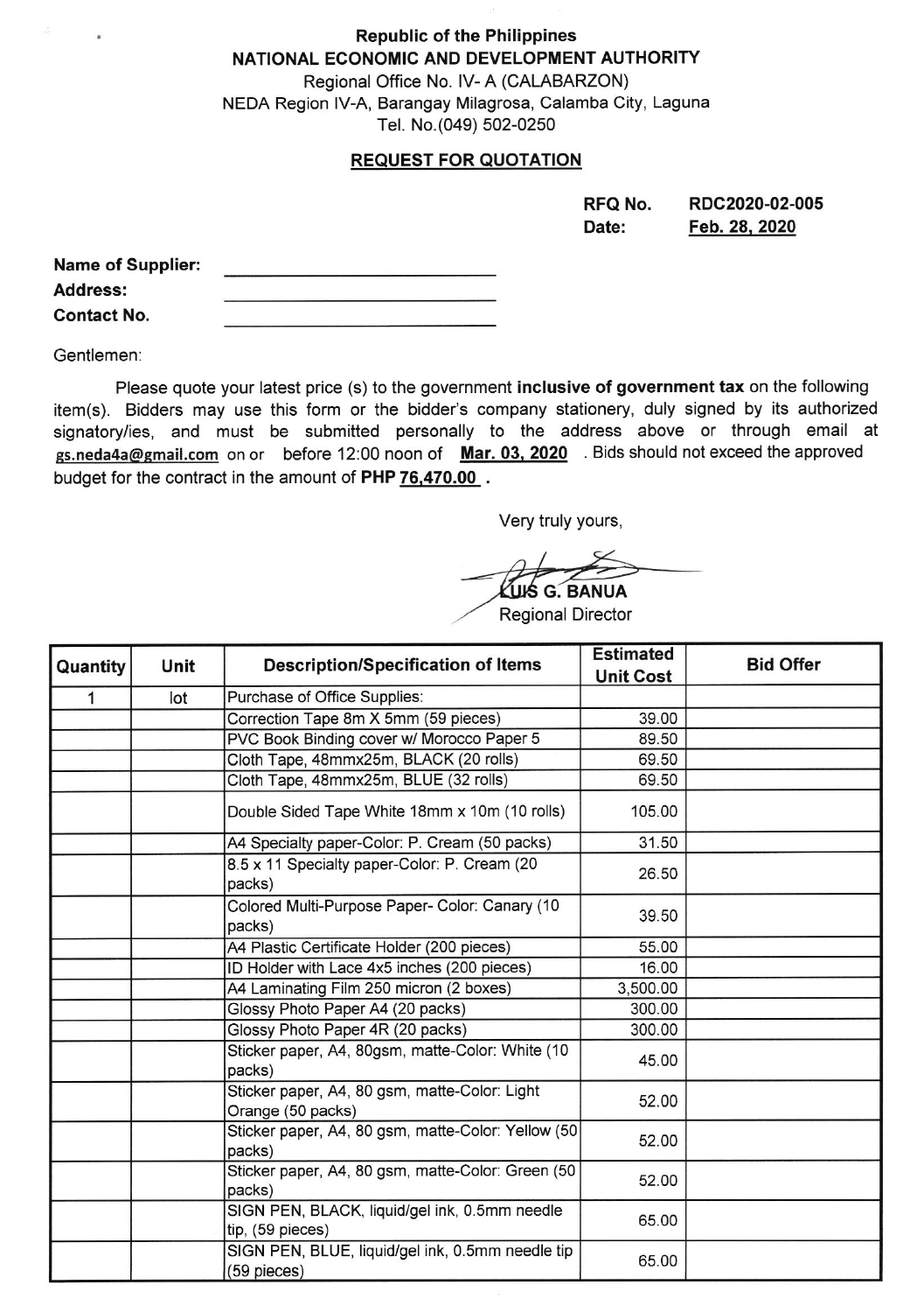**Republic of the Philippines**
**NATIONAL ECONOMIC AND DEVELOPMENT AUTHORITY**
Regional Office No. IV- A (CALABARZON)
NEDA Region IV-A, Barangay Milagrosa, Calamba City, Laguna
Tel. No.(049) 502-0250

## REQUEST FOR QUOTATION

**RFQ No.** RDC2020-02-005
**Date:** Feb. 28, 2020

**Name of Supplier:** ____________________
**Address:** ____________________
**Contact No.** ____________________

Gentlemen:

Please quote your latest price (s) to the government **inclusive of government tax** on the following item(s). Bidders may use this form or the bidder's company stationery, duly signed by its authorized signatory/ies, and must be submitted personally to the address above or through email at gs.neda4a@gmail.com on or before 12:00 noon of **Mar. 03, 2020**. Bids should not exceed the approved budget for the contract in the amount of **PHP 76,470.00**.

Very truly yours,

**LUIS G. BANUA**
Regional Director

| Quantity | Unit | Description/Specification of Items | Estimated Unit Cost | Bid Offer |
|---|---|---|---|---|
| 1 | lot | Purchase of Office Supplies: | | |
| | | Correction Tape 8m X 5mm (59 pieces) | 39.00 | |
| | | PVC Book Binding cover w/ Morocco Paper 5 | 89.50 | |
| | | Cloth Tape, 48mmx25m, BLACK (20 rolls) | 69.50 | |
| | | Cloth Tape, 48mmx25m, BLUE (32 rolls) | 69.50 | |
| | | Double Sided Tape White 18mm x 10m (10 rolls) | 105.00 | |
| | | A4 Specialty paper-Color: P. Cream (50 packs) | 31.50 | |
| | | 8.5 x 11 Specialty paper-Color: P. Cream (20 packs) | 26.50 | |
| | | Colored Multi-Purpose Paper- Color: Canary (10 packs) | 39.50 | |
| | | A4 Plastic Certificate Holder (200 pieces) | 55.00 | |
| | | ID Holder with Lace 4x5 inches (200 pieces) | 16.00 | |
| | | A4 Laminating Film 250 micron (2 boxes) | 3,500.00 | |
| | | Glossy Photo Paper A4 (20 packs) | 300.00 | |
| | | Glossy Photo Paper 4R (20 packs) | 300.00 | |
| | | Sticker paper, A4, 80gsm, matte-Color: White (10 packs) | 45.00 | |
| | | Sticker paper, A4, 80 gsm, matte-Color: Light Orange (50 packs) | 52.00 | |
| | | Sticker paper, A4, 80 gsm, matte-Color: Yellow (50 packs) | 52.00 | |
| | | Sticker paper, A4, 80 gsm, matte-Color: Green (50 packs) | 52.00 | |
| | | SIGN PEN, BLACK, liquid/gel ink, 0.5mm needle tip, (59 pieces) | 65.00 | |
| | | SIGN PEN, BLUE, liquid/gel ink, 0.5mm needle tip (59 pieces) | 65.00 | |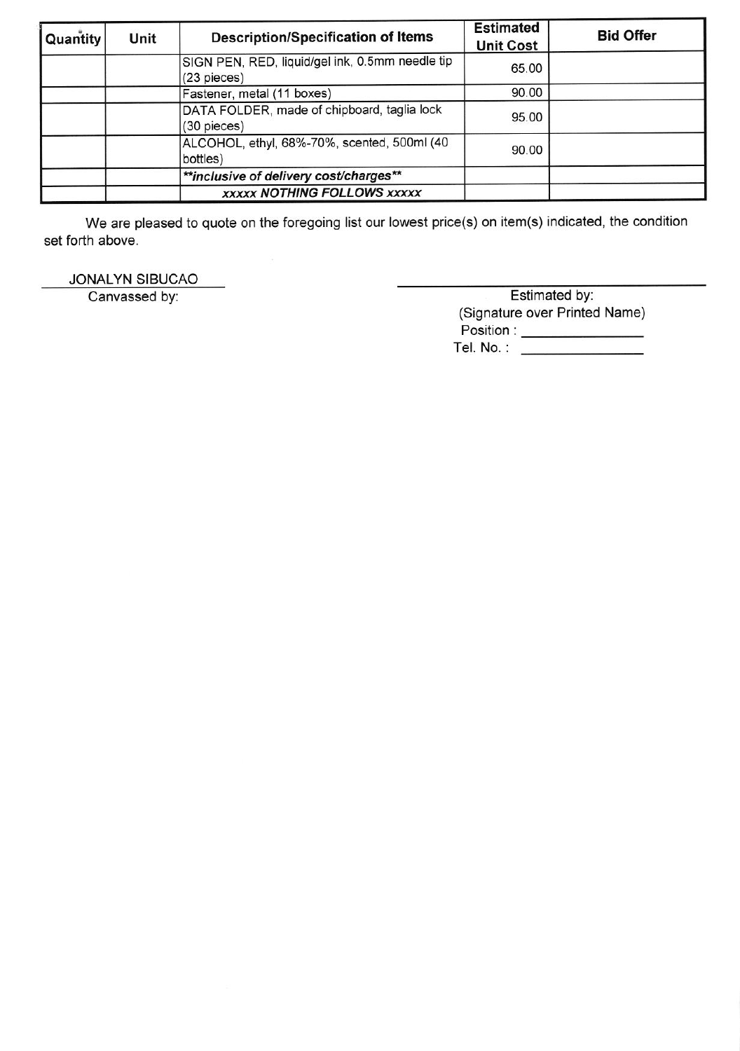| Quantity | Unit | Description/Specification of Items | Estimated Unit Cost | Bid Offer |
|---|---|---|---|---|
| | | SIGN PEN, RED, liquid/gel ink, 0.5mm needle tip (23 pieces) | 65.00 | |
| | | Fastener, metal (11 boxes) | 90.00 | |
| | | DATA FOLDER, made of chipboard, taglia lock (30 pieces) | 95.00 | |
| | | ALCOHOL, ethyl, 68%-70%, scented, 500ml (40 bottles) | 90.00 | |
| | | ***inclusive of delivery cost/charges*** | | |
| | | ***xxxxx NOTHING FOLLOWS xxxxx*** | | |

We are pleased to quote on the foregoing list our lowest price(s) on item(s) indicated, the condition set forth above.

JONALYN SIBUCAO
Canvassed by:

Estimated by:
(Signature over Printed Name)
Position : ______________
Tel. No. : ______________